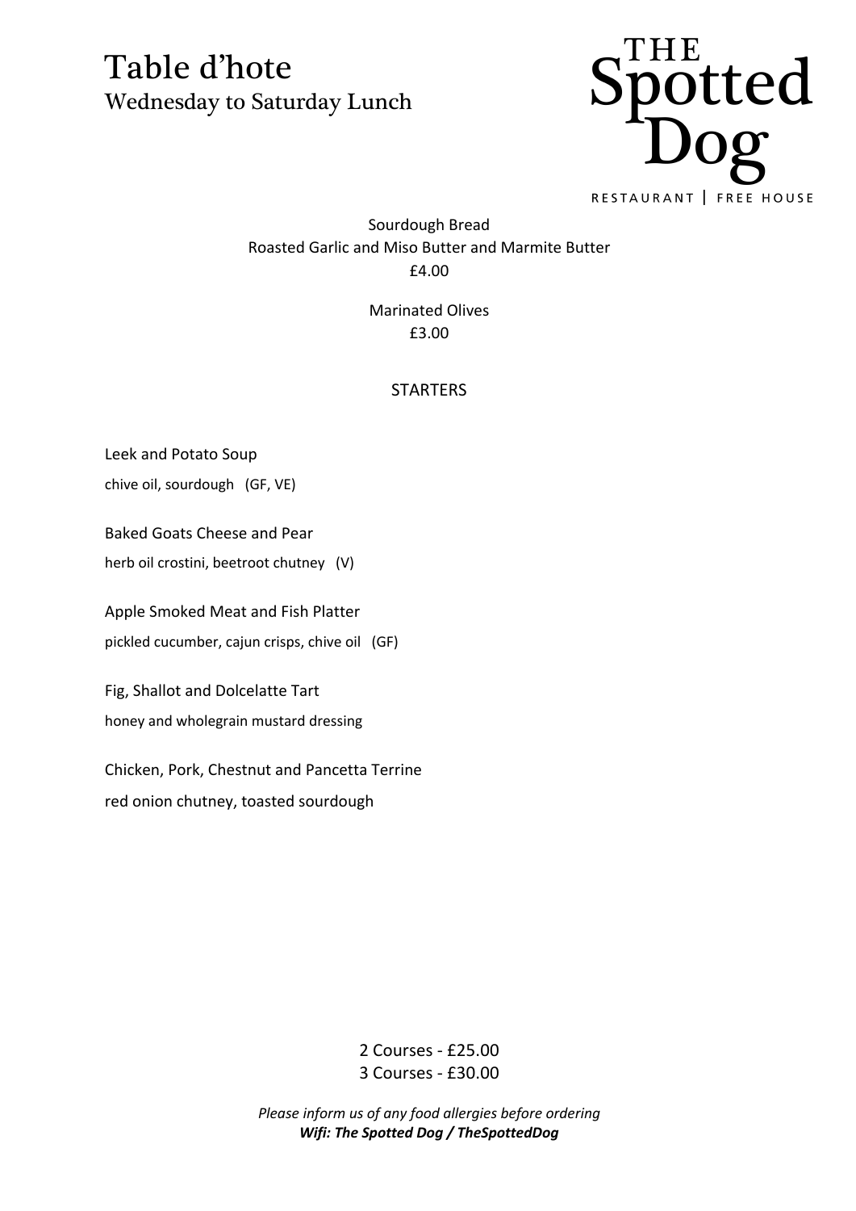# Table d'hote

## Wednesday to Saturday Lunch

THE Spotted Dog

RESTAURANT | FREE HOUSE

Sourdough Bread
Roasted Garlic and Miso Butter and Marmite Butter
£4.00

Marinated Olives
£3.00

## STARTERS

Leek and Potato Soup
chive oil, sourdough (GF, VE)

Baked Goats Cheese and Pear
herb oil crostini, beetroot chutney (V)

Apple Smoked Meat and Fish Platter
pickled cucumber, cajun crisps, chive oil (GF)

Fig, Shallot and Dolcelatte Tart
honey and wholegrain mustard dressing

Chicken, Pork, Chestnut and Pancetta Terrine
red onion chutney, toasted sourdough

2 Courses - £25.00
3 Courses - £30.00

*Please inform us of any food allergies before ordering*
***Wifi: The Spotted Dog / TheSpottedDog***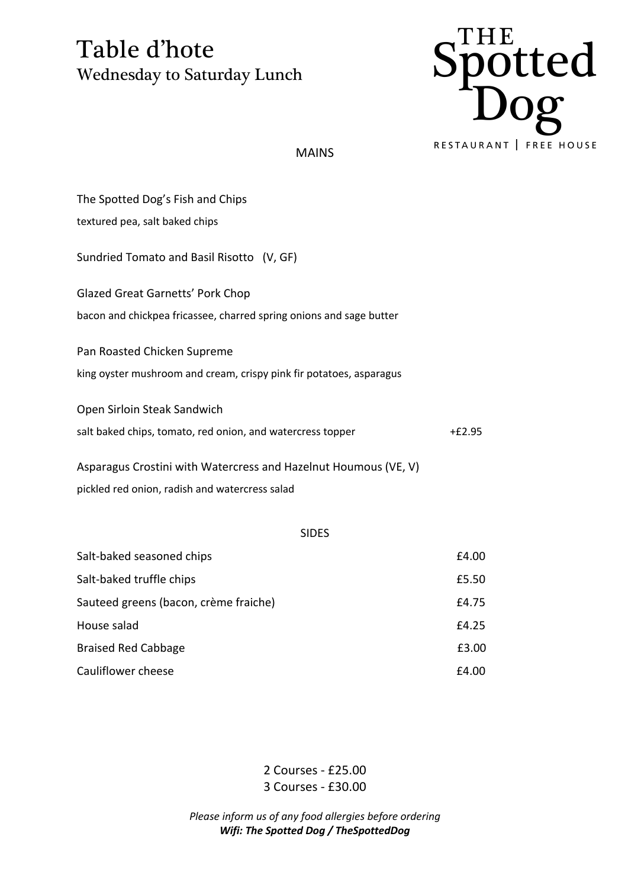# Table d'hote

## Wednesday to Saturday Lunch

THE Spotted Dog
RESTAURANT | FREE HOUSE

### MAINS

The Spotted Dog's Fish and Chips
textured pea, salt baked chips

Sundried Tomato and Basil Risotto (V, GF)

Glazed Great Garnetts' Pork Chop
bacon and chickpea fricassee, charred spring onions and sage butter

Pan Roasted Chicken Supreme
king oyster mushroom and cream, crispy pink fir potatoes, asparagus

Open Sirloin Steak Sandwich
salt baked chips, tomato, red onion, and watercress topper +£2.95

Asparagus Crostini with Watercress and Hazelnut Houmous (VE, V)
pickled red onion, radish and watercress salad

### SIDES

| | |
|---|---|
| Salt-baked seasoned chips | £4.00 |
| Salt-baked truffle chips | £5.50 |
| Sauteed greens (bacon, crème fraiche) | £4.75 |
| House salad | £4.25 |
| Braised Red Cabbage | £3.00 |
| Cauliflower cheese | £4.00 |

2 Courses - £25.00
3 Courses - £30.00

*Please inform us of any food allergies before ordering*
***Wifi: The Spotted Dog / TheSpottedDog***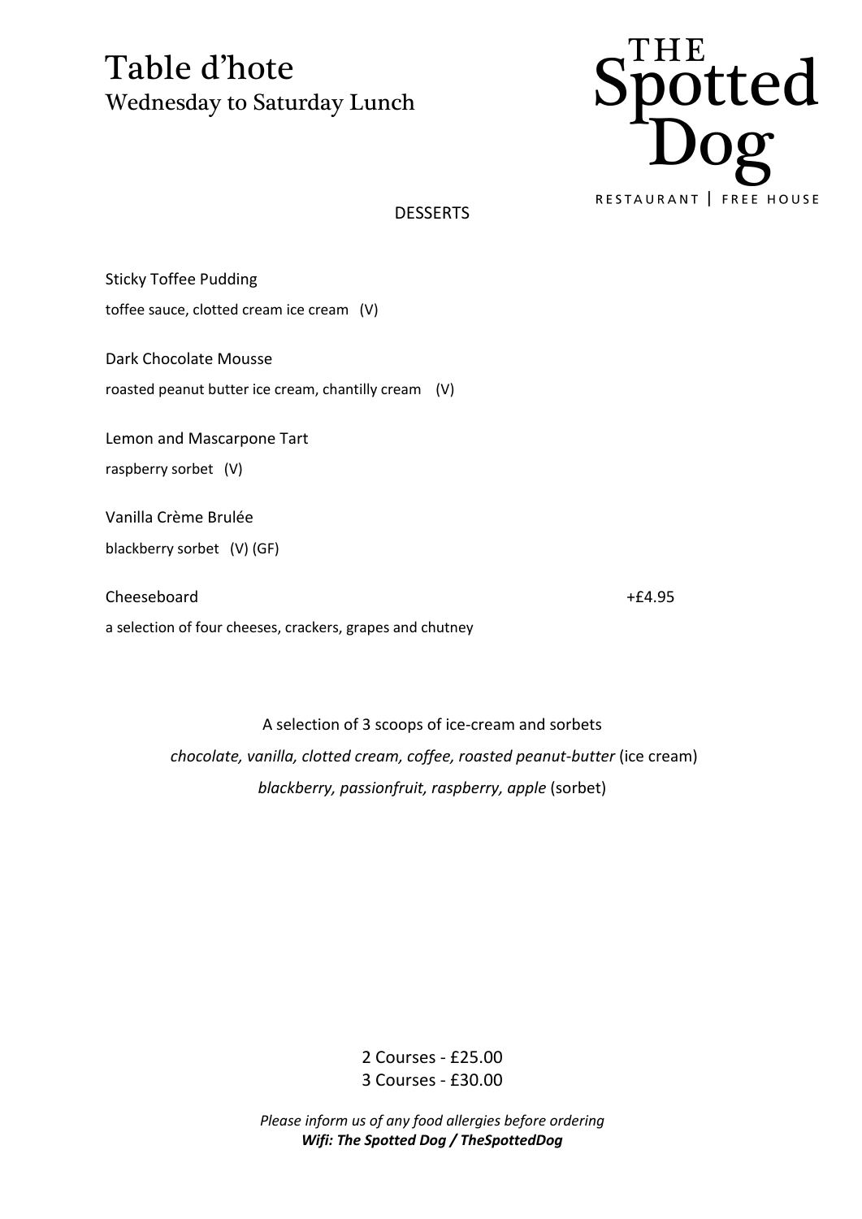# Table d'hote

## Wednesday to Saturday Lunch

THE Spotted Dog
RESTAURANT | FREE HOUSE

### DESSERTS

Sticky Toffee Pudding
toffee sauce, clotted cream ice cream (V)

Dark Chocolate Mousse
roasted peanut butter ice cream, chantilly cream (V)

Lemon and Mascarpone Tart
raspberry sorbet (V)

Vanilla Crème Brulée
blackberry sorbet (V) (GF)

Cheeseboard +£4.95
a selection of four cheeses, crackers, grapes and chutney

A selection of 3 scoops of ice-cream and sorbets
*chocolate, vanilla, clotted cream, coffee, roasted peanut-butter* (ice cream)
*blackberry, passionfruit, raspberry, apple* (sorbet)

2 Courses - £25.00
3 Courses - £30.00

*Please inform us of any food allergies before ordering*
***Wifi: The Spotted Dog / TheSpottedDog***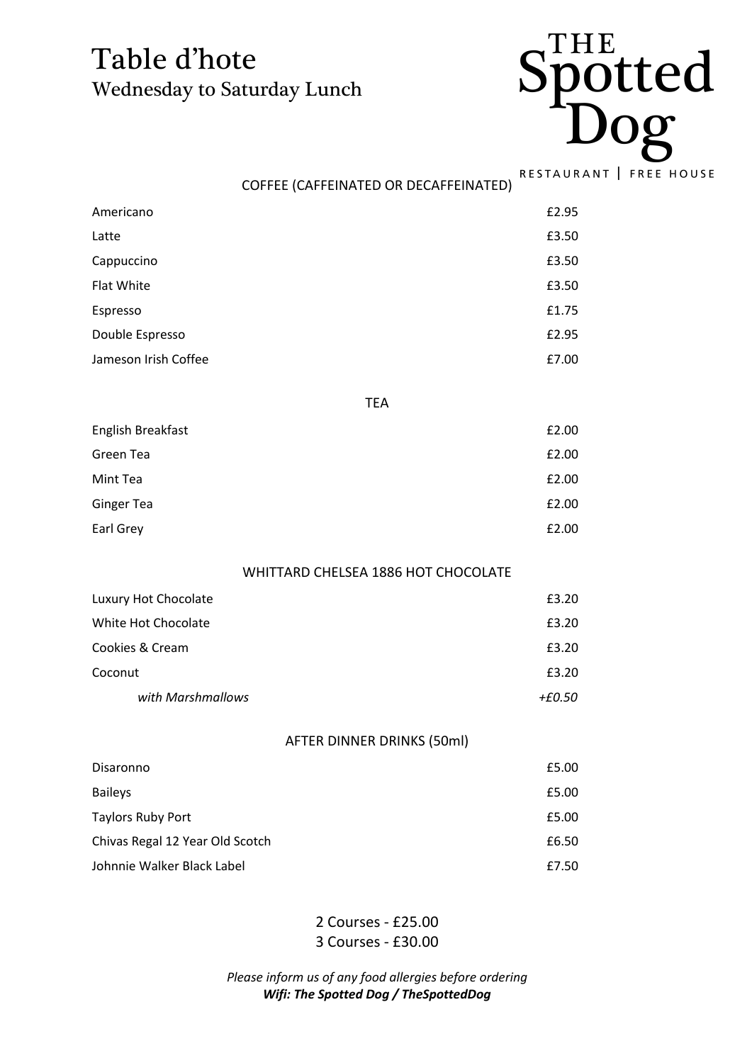# Table d'hote

## Wednesday to Saturday Lunch

THE Spotted Dog
RESTAURANT | FREE HOUSE

### COFFEE (CAFFEINATED OR DECAFFEINATED)

| | |
|---|---|
| Americano | £2.95 |
| Latte | £3.50 |
| Cappuccino | £3.50 |
| Flat White | £3.50 |
| Espresso | £1.75 |
| Double Espresso | £2.95 |
| Jameson Irish Coffee | £7.00 |

### TEA

| | |
|---|---|
| English Breakfast | £2.00 |
| Green Tea | £2.00 |
| Mint Tea | £2.00 |
| Ginger Tea | £2.00 |
| Earl Grey | £2.00 |

### WHITTARD CHELSEA 1886 HOT CHOCOLATE

| | |
|---|---|
| Luxury Hot Chocolate | £3.20 |
| White Hot Chocolate | £3.20 |
| Cookies & Cream | £3.20 |
| Coconut | £3.20 |
| *with Marshmallows* | *+£0.50* |

### AFTER DINNER DRINKS (50ml)

| | |
|---|---|
| Disaronno | £5.00 |
| Baileys | £5.00 |
| Taylors Ruby Port | £5.00 |
| Chivas Regal 12 Year Old Scotch | £6.50 |
| Johnnie Walker Black Label | £7.50 |

2 Courses - £25.00
3 Courses - £30.00

*Please inform us of any food allergies before ordering*
***Wifi: The Spotted Dog / TheSpottedDog***